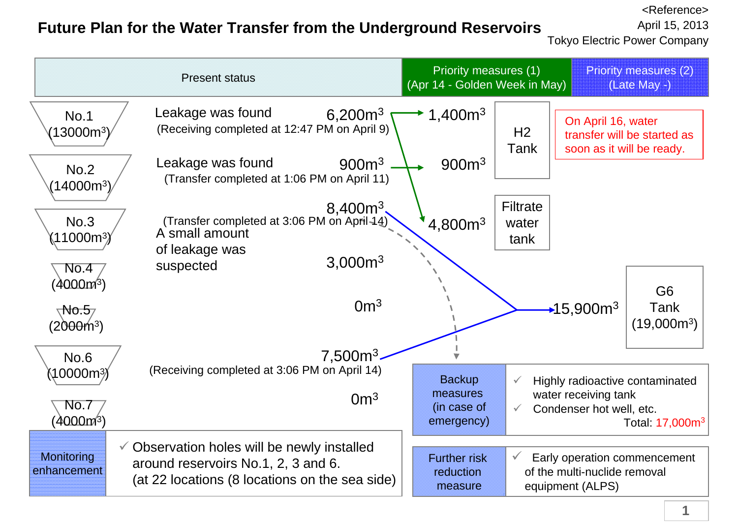<Reference>
April 15, 2013
Tokyo Electric Power Company

# Future Plan for the Water Transfer from the Underground Reservoirs

| Reservoir | Present status | Amount | Priority measures (1) (Apr 14 - Golden Week in May) | Priority measures (2) (Late May -) |
|---|---|---|---|---|
| No.1 ($13000m^3$) | Leakage was found (Receiving completed at 12:47 PM on April 9) | $6,200m^3$ | $1,400m^3$ → H2 Tank; $4,800m^3$ → Filtrate water tank | |
| No.2 ($14000m^3$) | Leakage was found (Transfer completed at 1:06 PM on April 11) | $900m^3$ | $900m^3$ → H2 Tank | |
| No.3 ($11000m^3$) | (Transfer completed at 3:06 PM on April 14) A small amount of leakage was suspected | $8,400m^3$ | → G6 Tank ($19,000m^3$): $15,900m^3$ | On April 16, water transfer will be started as soon as it will be ready. |
| No.4 ($4000m^3$) | | $3,000m^3$ | | |
| No.5 ($2000m^3$) | | $0m^3$ | | |
| No.6 ($10000m^3$) | (Receiving completed at 3:06 PM on April 14) | $7,500m^3$ | → G6 Tank ($19,000m^3$): $15,900m^3$ | |
| No.7 ($4000m^3$) | | $0m^3$ | | |

**Monitoring enhancement**

- ✓ Observation holes will be newly installed around reservoirs No.1, 2, 3 and 6. (at 22 locations (8 locations on the sea side)

**Backup measures (in case of emergency)**

- ✓ Highly radioactive contaminated water receiving tank
- ✓ Condenser hot well, etc.

Total: $17,000m^3$

**Further risk reduction measure**

- ✓ Early operation commencement of the multi-nuclide removal equipment (ALPS)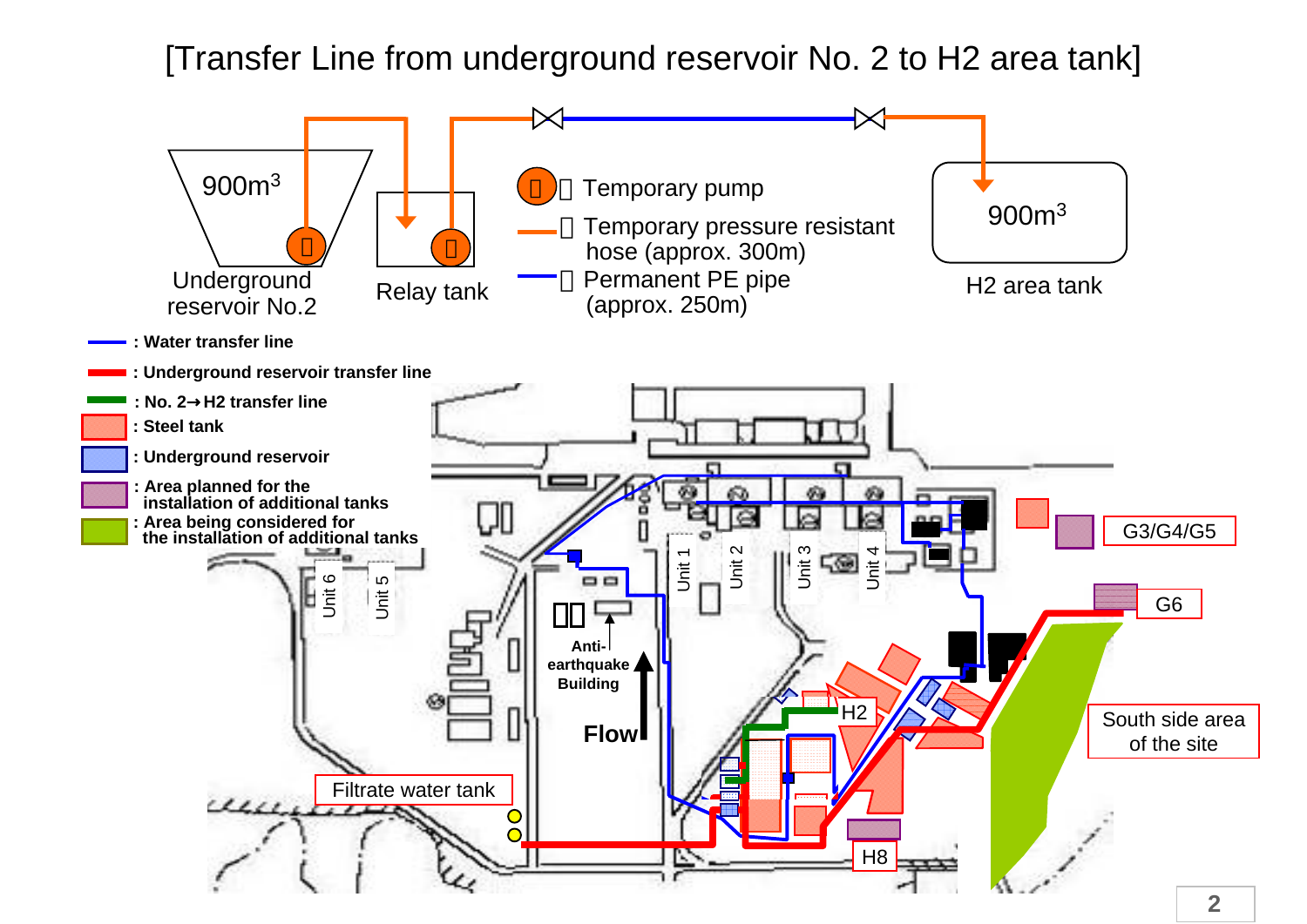# [Transfer Line from underground reservoir No. 2 to H2 area tank]

900m$^3$

Underground reservoir No.2

Relay tank

900m$^3$

H2 area tank

- Temporary pump
- Temporary pressure resistant hose (approx. 300m)
- Permanent PE pipe (approx. 250m)

**: Water transfer line**

**: Underground reservoir transfer line**

**: No. 2→H2 transfer line**

**: Steel tank**

**: Underground reservoir**

**: Area planned for the installation of additional tanks**

**: Area being considered for the installation of additional tanks**

Unit 1

Unit 2

Unit 3

Unit 4

Unit 5

Unit 6

**Anti-earthquake Building**

**Flow**

G3/G4/G5

G6

H2

H8

South side area of the site

Filtrate water tank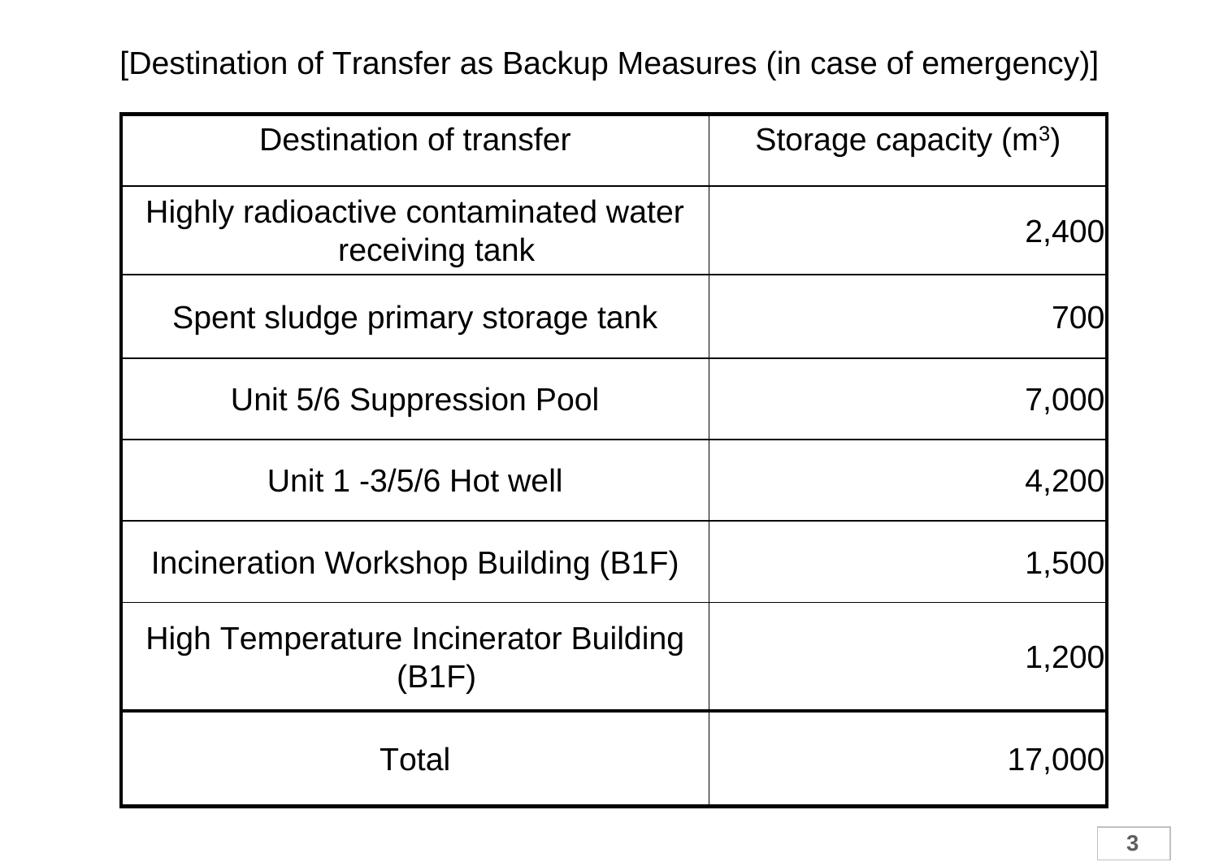[Destination of Transfer as Backup Measures (in case of emergency)]

| Destination of transfer | Storage capacity ($m^3$) |
| --- | --- |
| Highly radioactive contaminated water receiving tank | 2,400 |
| Spent sludge primary storage tank | 700 |
| Unit 5/6 Suppression Pool | 7,000 |
| Unit 1 -3/5/6 Hot well | 4,200 |
| Incineration Workshop Building (B1F) | 1,500 |
| High Temperature Incinerator Building (B1F) | 1,200 |
| Total | 17,000 |